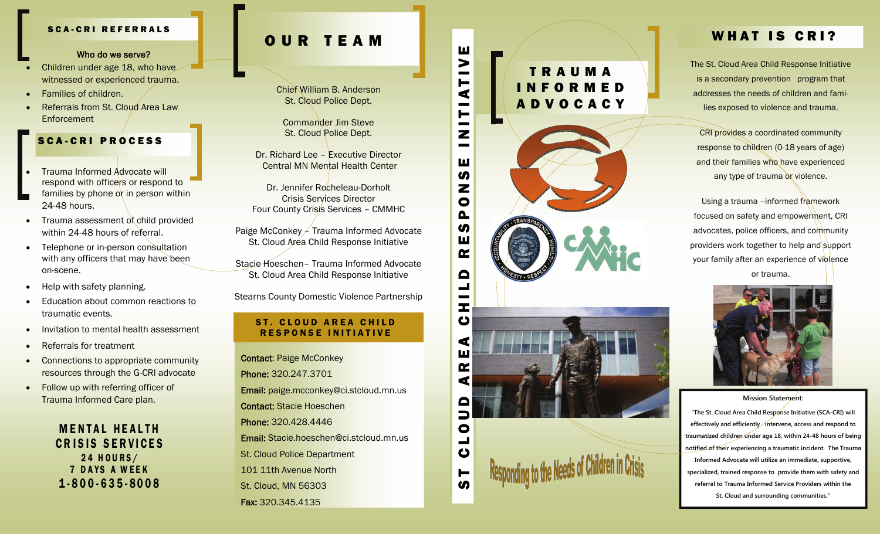## SCA-CRI REFERRALS

**Who do we serve?**

- Children under age 18, who have witnessed or experienced trauma.
- Families of children.
- Referrals from St. Cloud Area Law Enforcement

## SCA-CRI PROCESS

- Trauma Informed Advocate will respond with officers or respond to families by phone or in person within 24-48 hours.
- Trauma assessment of child provided within 24-48 hours of referral.
- Telephone or in-person consultation with any officers that may have been on-scene.
- Help with safety planning.
- Education about common reactions to traumatic events.
- Invitation to mental health assessment
- Referrals for treatment
- Connections to appropriate community resources through the G-CRI advocate
- Follow up with referring officer of Trauma Informed Care plan.

**MENTAL HEALTH CRISIS SERVICES**
**24 HOURS/ 7 DAYS A WEEK**
**1-800-635-8008**

## OUR TEAM

Chief William B. Anderson
St. Cloud Police Dept.

Commander Jim Steve
St. Cloud Police Dept.

Dr. Richard Lee – Executive Director
Central MN Mental Health Center

Dr. Jennifer Rocheleau-Dorholt
Crisis Services Director
Four County Crisis Services – CMMHC

Paige McConkey – Trauma Informed Advocate
St. Cloud Area Child Response Initiative

Stacie Hoeschen– Trauma Informed Advocate
St. Cloud Area Child Response Initiative

Stearns County Domestic Violence Partnership

## ST. CLOUD AREA CHILD RESPONSE INITIATIVE

**Contact:** Paige McConkey
**Phone:** 320.247.3701
**Email:** paige.mcconkey@ci.stcloud.mn.us
**Contact:** Stacie Hoeschen
**Phone:** 320.428.4446
**Email:** Stacie.hoeschen@ci.stcloud.mn.us
St. Cloud Police Department
101 11th Avenue North
St. Cloud, MN 56303
**Fax:** 320.345.4135

# ST CLOUD AREA CHILD RESPONSE INITIATIVE

## TRAUMA INFORMED ADVOCACY

Responding to the Needs of Children in Crisis

## WHAT IS CRI?

The St. Cloud Area Child Response Initiative is a secondary prevention program that addresses the needs of children and families exposed to violence and trauma.

CRI provides a coordinated community response to children (0-18 years of age) and their families who have experienced any type of trauma or violence.

Using a trauma –informed framework focused on safety and empowerment, CRI advocates, police officers, and community providers work together to help and support your family after an experience of violence or trauma.

**Mission Statement:**

**"The St. Cloud Area Child Response Initiative (SCA-CRI) will effectively and efficiently intervene, access and respond to traumatized children under age 18, within 24-48 hours of being notified of their experiencing a traumatic incident. The Trauma Informed Advocate will utilize an immediate, supportive, specialized, trained response to provide them with safety and referral to Trauma Informed Service Providers within the St. Cloud and surrounding communities."**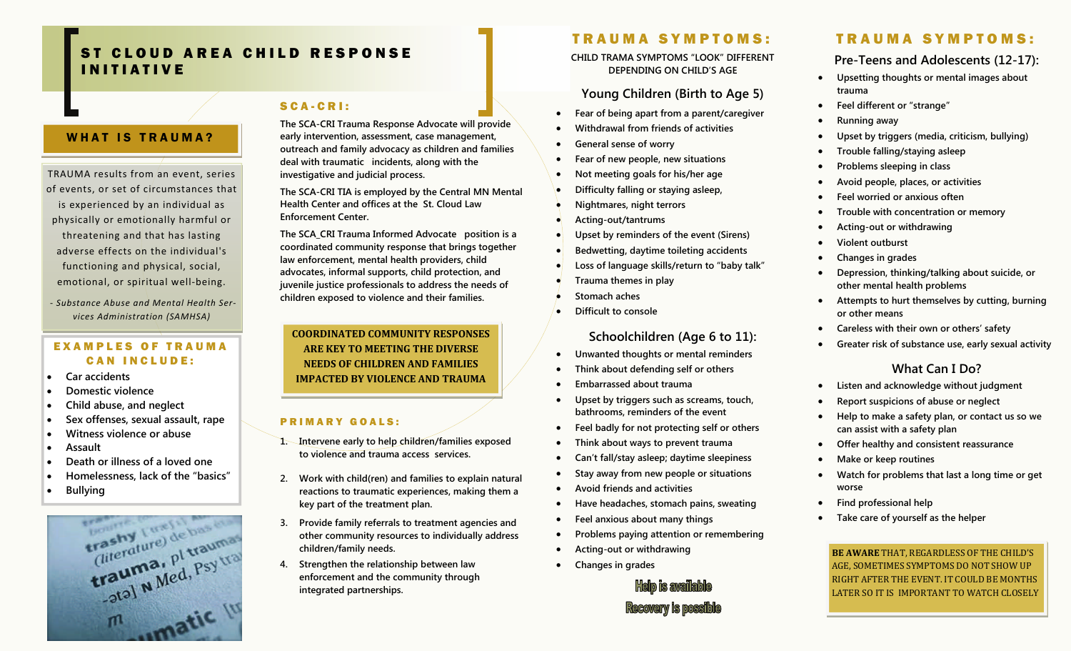# ST CLOUD AREA CHILD RESPONSE INITIATIVE

## WHAT IS TRAUMA?

TRAUMA results from an event, series of events, or set of circumstances that is experienced by an individual as physically or emotionally harmful or threatening and that has lasting adverse effects on the individual's functioning and physical, social, emotional, or spiritual well-being.

*- Substance Abuse and Mental Health Services Administration (SAMHSA)*

## EXAMPLES OF TRAUMA CAN INCLUDE:

- Car accidents
- Domestic violence
- Child abuse, and neglect
- Sex offenses, sexual assault, rape
- Witness violence or abuse
- Assault
- Death or illness of a loved one
- Homelessness, lack of the "basics"
- Bullying

## SCA-CRI:

The SCA-CRI Trauma Response Advocate will provide early intervention, assessment, case management, outreach and family advocacy as children and families deal with traumatic incidents, along with the investigative and judicial process.

The SCA-CRI TIA is employed by the Central MN Mental Health Center and offices at the St. Cloud Law Enforcement Center.

The SCA_CRI Trauma Informed Advocate position is a coordinated community response that brings together law enforcement, mental health providers, child advocates, informal supports, child protection, and juvenile justice professionals to address the needs of children exposed to violence and their families.

**COORDINATED COMMUNITY RESPONSES ARE KEY TO MEETING THE DIVERSE NEEDS OF CHILDREN AND FAMILIES IMPACTED BY VIOLENCE AND TRAUMA**

## PRIMARY GOALS:

1. Intervene early to help children/families exposed to violence and trauma access services.
2. Work with child(ren) and families to explain natural reactions to traumatic experiences, making them a key part of the treatment plan.
3. Provide family referrals to treatment agencies and other community resources to individually address children/family needs.
4. Strengthen the relationship between law enforcement and the community through integrated partnerships.

## TRAUMA SYMPTOMS:

CHILD TRAMA SYMPTOMS "LOOK" DIFFERENT DEPENDING ON CHILD'S AGE

### Young Children (Birth to Age 5)

- Fear of being apart from a parent/caregiver
- Withdrawal from friends of activities
- General sense of worry
- Fear of new people, new situations
- Not meeting goals for his/her age
- Difficulty falling or staying asleep,
- Nightmares, night terrors
- Acting-out/tantrums
- Upset by reminders of the event (Sirens)
- Bedwetting, daytime toileting accidents
- Loss of language skills/return to "baby talk"
- Trauma themes in play
- Stomach aches
- Difficult to console

### Schoolchildren (Age 6 to 11):

- Unwanted thoughts or mental reminders
- Think about defending self or others
- Embarrassed about trauma
- Upset by triggers such as screams, touch, bathrooms, reminders of the event
- Feel badly for not protecting self or others
- Think about ways to prevent trauma
- Can't fall/stay asleep; daytime sleepiness
- Stay away from new people or situations
- Avoid friends and activities
- Have headaches, stomach pains, sweating
- Feel anxious about many things
- Problems paying attention or remembering
- Acting-out or withdrawing
- Changes in grades

**Help is available**

**Recovery is possible**

## TRAUMA SYMPTOMS:

### Pre-Teens and Adolescents (12-17):

- Upsetting thoughts or mental images about trauma
- Feel different or "strange"
- Running away
- Upset by triggers (media, criticism, bullying)
- Trouble falling/staying asleep
- Problems sleeping in class
- Avoid people, places, or activities
- Feel worried or anxious often
- Trouble with concentration or memory
- Acting-out or withdrawing
- Violent outburst
- Changes in grades
- Depression, thinking/talking about suicide, or other mental health problems
- Attempts to hurt themselves by cutting, burning or other means
- Careless with their own or others' safety
- Greater risk of substance use, early sexual activity

### What Can I Do?

- Listen and acknowledge without judgment
- Report suspicions of abuse or neglect
- Help to make a safety plan, or contact us so we can assist with a safety plan
- Offer healthy and consistent reassurance
- Make or keep routines
- Watch for problems that last a long time or get worse
- Find professional help
- Take care of yourself as the helper

**BE AWARE** THAT, REGARDLESS OF THE CHILD'S AGE, SOMETIMES SYMPTOMS DO NOT SHOW UP RIGHT AFTER THE EVENT. IT COULD BE MONTHS LATER SO IT IS IMPORTANT TO WATCH CLOSELY